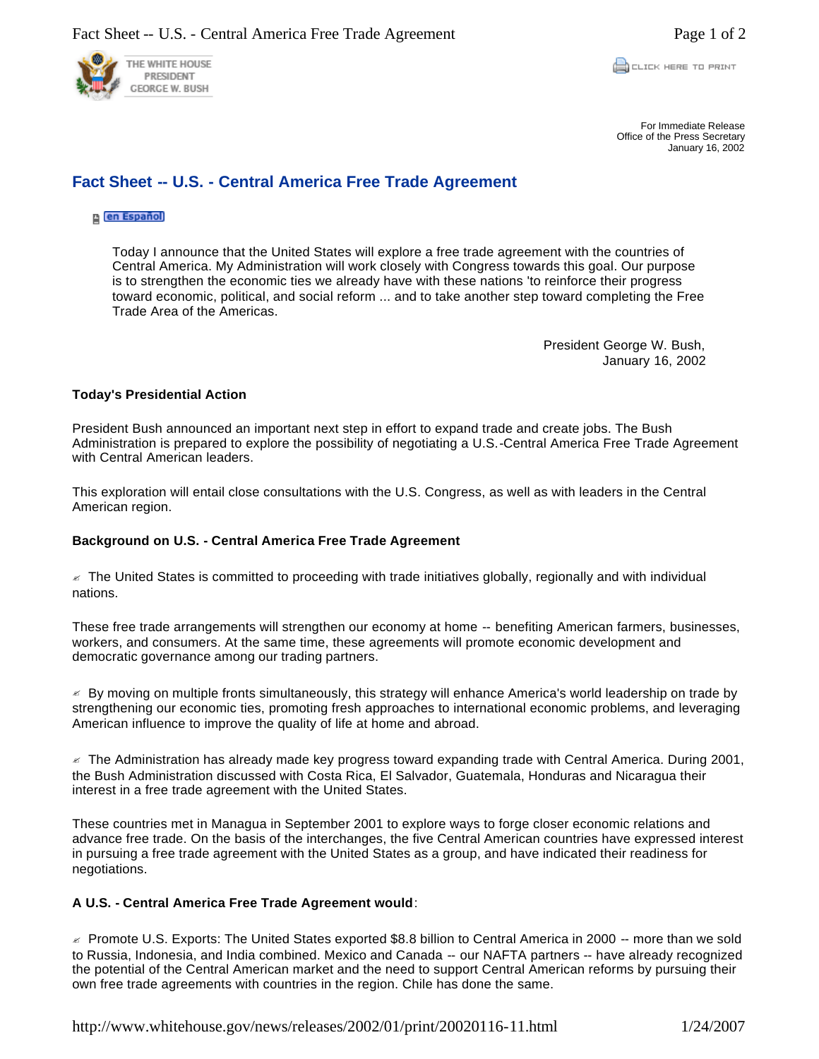THE WHITE HOUSE
PRESIDENT
GEORGE W. BUSH

CLICK HERE TO PRINT

For Immediate Release
Office of the Press Secretary
January 16, 2002

# Fact Sheet -- U.S. - Central America Free Trade Agreement

en Español

> Today I announce that the United States will explore a free trade agreement with the countries of Central America. My Administration will work closely with Congress towards this goal. Our purpose is to strengthen the economic ties we already have with these nations 'to reinforce their progress toward economic, political, and social reform ... and to take another step toward completing the Free Trade Area of the Americas.
>
> President George W. Bush,
> January 16, 2002

**Today's Presidential Action**

President Bush announced an important next step in effort to expand trade and create jobs. The Bush Administration is prepared to explore the possibility of negotiating a U.S.-Central America Free Trade Agreement with Central American leaders.

This exploration will entail close consultations with the U.S. Congress, as well as with leaders in the Central American region.

**Background on U.S. - Central America Free Trade Agreement**

- The United States is committed to proceeding with trade initiatives globally, regionally and with individual nations.

These free trade arrangements will strengthen our economy at home -- benefiting American farmers, businesses, workers, and consumers. At the same time, these agreements will promote economic development and democratic governance among our trading partners.

- By moving on multiple fronts simultaneously, this strategy will enhance America's world leadership on trade by strengthening our economic ties, promoting fresh approaches to international economic problems, and leveraging American influence to improve the quality of life at home and abroad.

- The Administration has already made key progress toward expanding trade with Central America. During 2001, the Bush Administration discussed with Costa Rica, El Salvador, Guatemala, Honduras and Nicaragua their interest in a free trade agreement with the United States.

These countries met in Managua in September 2001 to explore ways to forge closer economic relations and advance free trade. On the basis of the interchanges, the five Central American countries have expressed interest in pursuing a free trade agreement with the United States as a group, and have indicated their readiness for negotiations.

**A U.S. - Central America Free Trade Agreement would**:

- Promote U.S. Exports: The United States exported $8.8 billion to Central America in 2000 -- more than we sold to Russia, Indonesia, and India combined. Mexico and Canada -- our NAFTA partners -- have already recognized the potential of the Central American market and the need to support Central American reforms by pursuing their own free trade agreements with countries in the region. Chile has done the same.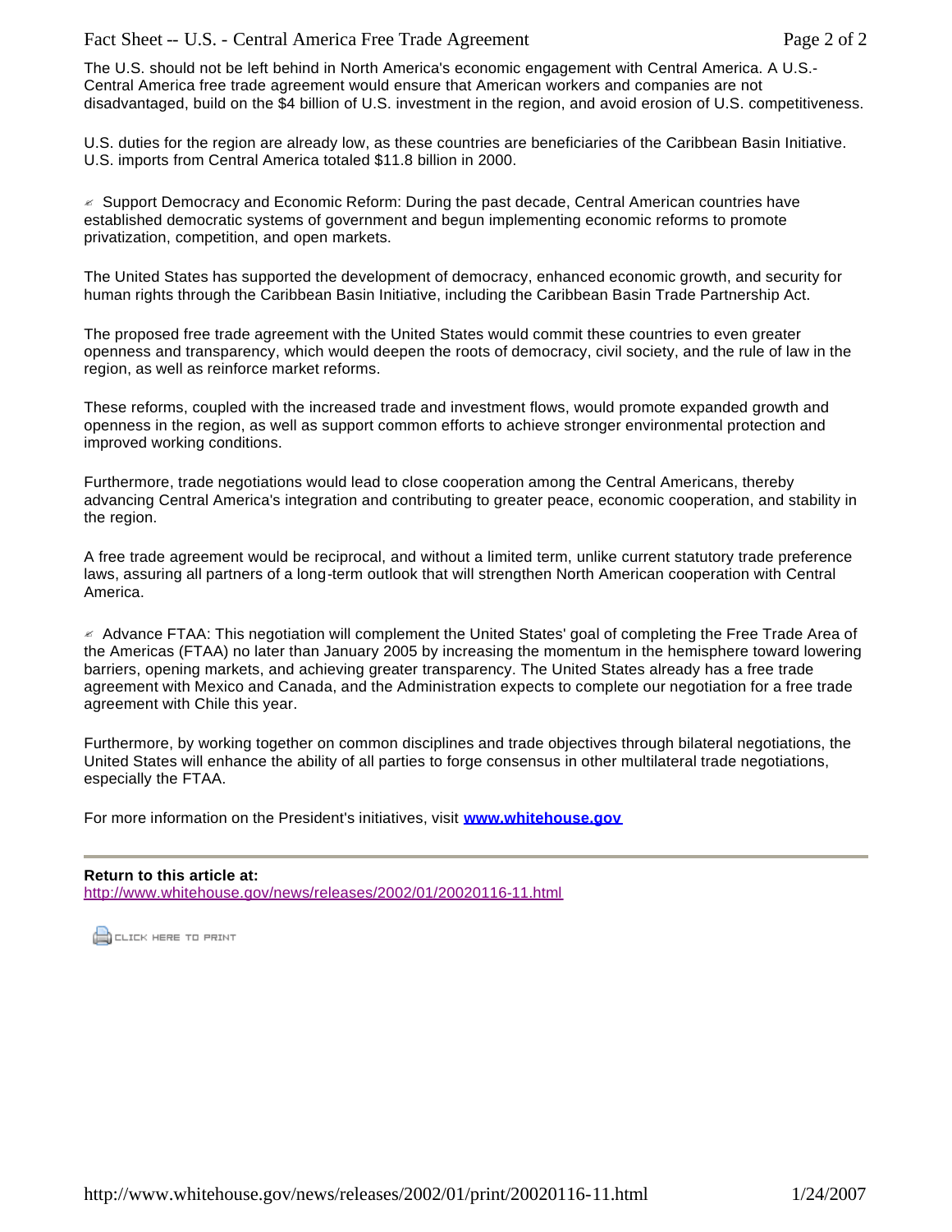The U.S. should not be left behind in North America's economic engagement with Central America. A U.S.-Central America free trade agreement would ensure that American workers and companies are not disadvantaged, build on the $4 billion of U.S. investment in the region, and avoid erosion of U.S. competitiveness.

U.S. duties for the region are already low, as these countries are beneficiaries of the Caribbean Basin Initiative. U.S. imports from Central America totaled $11.8 billion in 2000.

- Support Democracy and Economic Reform: During the past decade, Central American countries have established democratic systems of government and begun implementing economic reforms to promote privatization, competition, and open markets.

The United States has supported the development of democracy, enhanced economic growth, and security for human rights through the Caribbean Basin Initiative, including the Caribbean Basin Trade Partnership Act.

The proposed free trade agreement with the United States would commit these countries to even greater openness and transparency, which would deepen the roots of democracy, civil society, and the rule of law in the region, as well as reinforce market reforms.

These reforms, coupled with the increased trade and investment flows, would promote expanded growth and openness in the region, as well as support common efforts to achieve stronger environmental protection and improved working conditions.

Furthermore, trade negotiations would lead to close cooperation among the Central Americans, thereby advancing Central America's integration and contributing to greater peace, economic cooperation, and stability in the region.

A free trade agreement would be reciprocal, and without a limited term, unlike current statutory trade preference laws, assuring all partners of a long-term outlook that will strengthen North American cooperation with Central America.

- Advance FTAA: This negotiation will complement the United States' goal of completing the Free Trade Area of the Americas (FTAA) no later than January 2005 by increasing the momentum in the hemisphere toward lowering barriers, opening markets, and achieving greater transparency. The United States already has a free trade agreement with Mexico and Canada, and the Administration expects to complete our negotiation for a free trade agreement with Chile this year.

Furthermore, by working together on common disciplines and trade objectives through bilateral negotiations, the United States will enhance the ability of all parties to forge consensus in other multilateral trade negotiations, especially the FTAA.

For more information on the President's initiatives, visit **www.whitehouse.gov**

---

**Return to this article at:**
http://www.whitehouse.gov/news/releases/2002/01/20020116-11.html

CLICK HERE TO PRINT